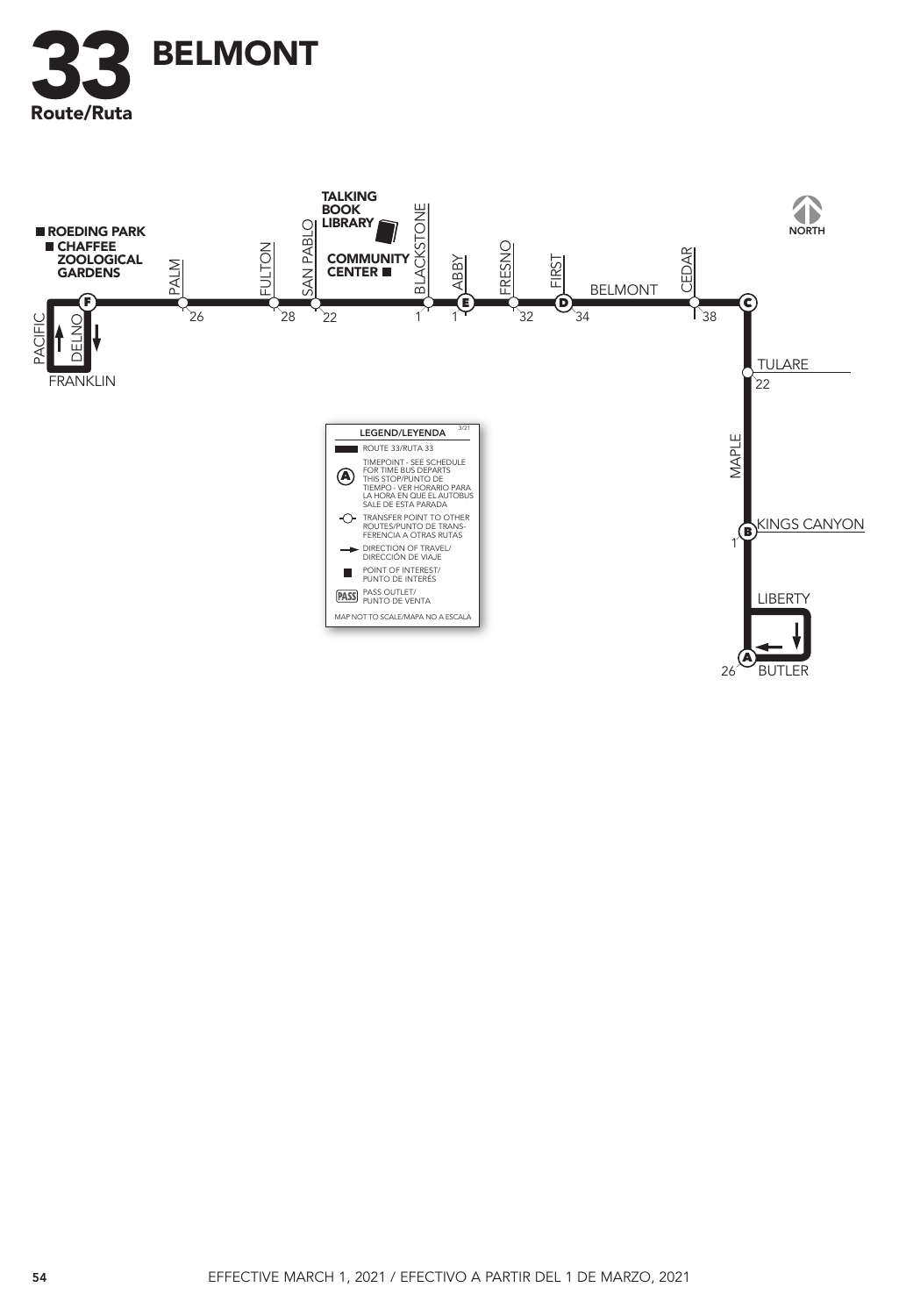# 33 BELMONT

Route/Ruta

ROEDING PARK

CHAFFEE ZOOLOGICAL GARDENS

TALKING BOOK LIBRARY

COMMUNITY CENTER

NORTH

PACIFIC, DELNO, FRANKLIN, F, PALM 26, FULTON 28, SAN PABLO 22, BLACKSTONE 1, ABBY 1, E, FRESNO 32, FIRST, D 34, BELMONT, CEDAR 38, C, TULARE 22, MAPLE, KINGS CANYON, B 1, LIBERTY, A 26, BUTLER

**LEGEND/LEYENDA** 3/21

- ROUTE 33/RUTA 33
- (A) TIMEPOINT - SEE SCHEDULE FOR TIME BUS DEPARTS THIS STOP/PUNTO DE TIEMPO - VER HORARIO PARA LA HORA EN QUE EL AUTOBUS SALE DE ESTA PARADA
- TRANSFER POINT TO OTHER ROUTES/PUNTO DE TRANSFERENCIA A OTRAS RUTAS
- DIRECTION OF TRAVEL/DIRECCIÓN DE VIAJE
- POINT OF INTEREST/PUNTO DE INTERÉS
- PASS OUTLET/PUNTO DE VENTA

MAP NOT TO SCALE/MAPA NO A ESCALA

EFFECTIVE MARCH 1, 2021 / EFECTIVO A PARTIR DEL 1 DE MARZO, 2021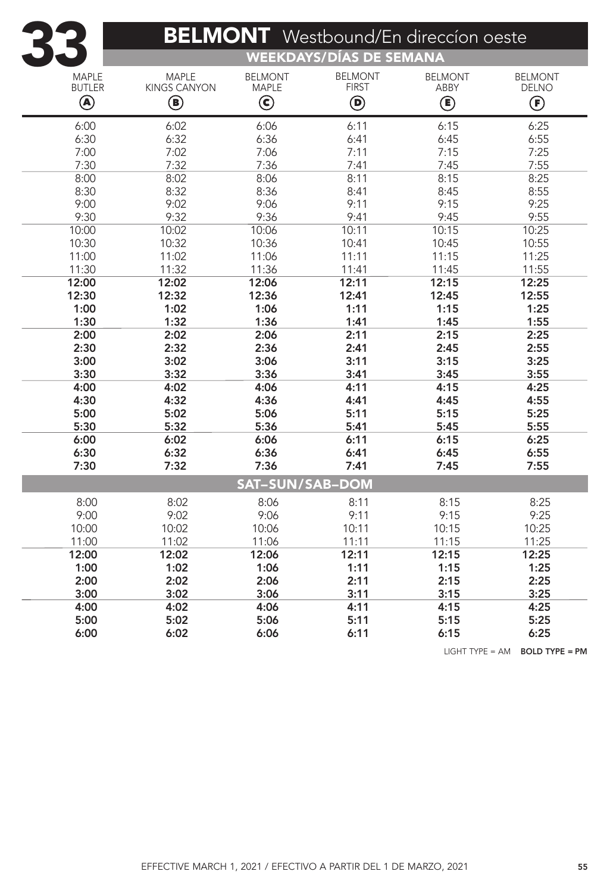# 33 BELMONT Westbound/En direccíon oeste

## WEEKDAYS/DÍAS DE SEMANA

| MAPLE BUTLER (A) | MAPLE KINGS CANYON (B) | BELMONT MAPLE (C) | BELMONT FIRST (D) | BELMONT ABBY (E) | BELMONT DELNO (F) |
|---|---|---|---|---|---|
| 6:00 | 6:02 | 6:06 | 6:11 | 6:15 | 6:25 |
| 6:30 | 6:32 | 6:36 | 6:41 | 6:45 | 6:55 |
| 7:00 | 7:02 | 7:06 | 7:11 | 7:15 | 7:25 |
| 7:30 | 7:32 | 7:36 | 7:41 | 7:45 | 7:55 |
| 8:00 | 8:02 | 8:06 | 8:11 | 8:15 | 8:25 |
| 8:30 | 8:32 | 8:36 | 8:41 | 8:45 | 8:55 |
| 9:00 | 9:02 | 9:06 | 9:11 | 9:15 | 9:25 |
| 9:30 | 9:32 | 9:36 | 9:41 | 9:45 | 9:55 |
| 10:00 | 10:02 | 10:06 | 10:11 | 10:15 | 10:25 |
| 10:30 | 10:32 | 10:36 | 10:41 | 10:45 | 10:55 |
| 11:00 | 11:02 | 11:06 | 11:11 | 11:15 | 11:25 |
| 11:30 | 11:32 | 11:36 | 11:41 | 11:45 | 11:55 |
| **12:00** | **12:02** | **12:06** | **12:11** | **12:15** | **12:25** |
| **12:30** | **12:32** | **12:36** | **12:41** | **12:45** | **12:55** |
| **1:00** | **1:02** | **1:06** | **1:11** | **1:15** | **1:25** |
| **1:30** | **1:32** | **1:36** | **1:41** | **1:45** | **1:55** |
| **2:00** | **2:02** | **2:06** | **2:11** | **2:15** | **2:25** |
| **2:30** | **2:32** | **2:36** | **2:41** | **2:45** | **2:55** |
| **3:00** | **3:02** | **3:06** | **3:11** | **3:15** | **3:25** |
| **3:30** | **3:32** | **3:36** | **3:41** | **3:45** | **3:55** |
| **4:00** | **4:02** | **4:06** | **4:11** | **4:15** | **4:25** |
| **4:30** | **4:32** | **4:36** | **4:41** | **4:45** | **4:55** |
| **5:00** | **5:02** | **5:06** | **5:11** | **5:15** | **5:25** |
| **5:30** | **5:32** | **5:36** | **5:41** | **5:45** | **5:55** |
| **6:00** | **6:02** | **6:06** | **6:11** | **6:15** | **6:25** |
| **6:30** | **6:32** | **6:36** | **6:41** | **6:45** | **6:55** |
| **7:30** | **7:32** | **7:36** | **7:41** | **7:45** | **7:55** |

## SAT–SUN/SAB–DOM

| MAPLE BUTLER (A) | MAPLE KINGS CANYON (B) | BELMONT MAPLE (C) | BELMONT FIRST (D) | BELMONT ABBY (E) | BELMONT DELNO (F) |
|---|---|---|---|---|---|
| 8:00 | 8:02 | 8:06 | 8:11 | 8:15 | 8:25 |
| 9:00 | 9:02 | 9:06 | 9:11 | 9:15 | 9:25 |
| 10:00 | 10:02 | 10:06 | 10:11 | 10:15 | 10:25 |
| 11:00 | 11:02 | 11:06 | 11:11 | 11:15 | 11:25 |
| **12:00** | **12:02** | **12:06** | **12:11** | **12:15** | **12:25** |
| **1:00** | **1:02** | **1:06** | **1:11** | **1:15** | **1:25** |
| **2:00** | **2:02** | **2:06** | **2:11** | **2:15** | **2:25** |
| **3:00** | **3:02** | **3:06** | **3:11** | **3:15** | **3:25** |
| **4:00** | **4:02** | **4:06** | **4:11** | **4:15** | **4:25** |
| **5:00** | **5:02** | **5:06** | **5:11** | **5:15** | **5:25** |
| **6:00** | **6:02** | **6:06** | **6:11** | **6:15** | **6:25** |

LIGHT TYPE = AM **BOLD TYPE = PM**

EFFECTIVE MARCH 1, 2021 / EFECTIVO A PARTIR DEL 1 DE MARZO, 2021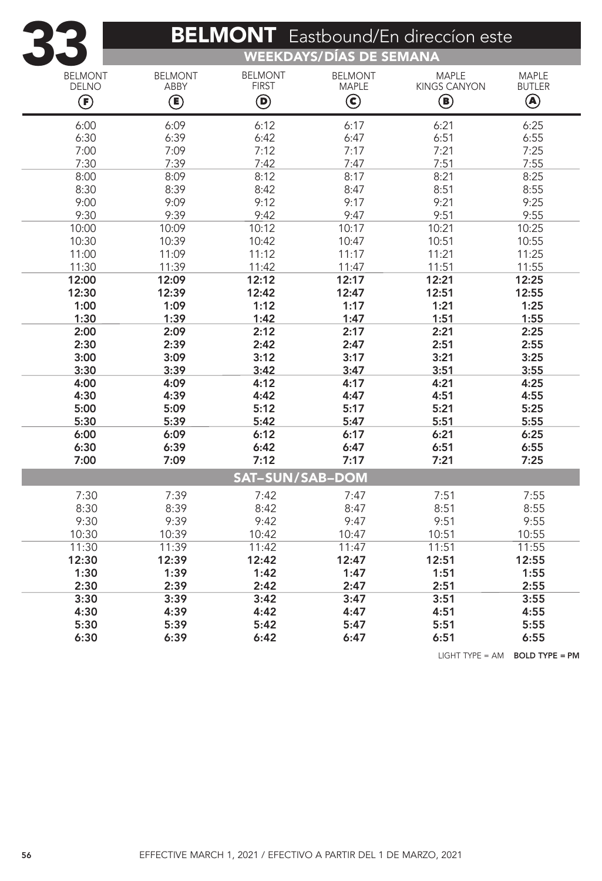# 33 BELMONT Eastbound/En direccíon este

## WEEKDAYS/DÍAS DE SEMANA

| BELMONT DELNO (F) | BELMONT ABBY (E) | BELMONT FIRST (D) | BELMONT MAPLE (C) | MAPLE KINGS CANYON (B) | MAPLE BUTLER (A) |
|---|---|---|---|---|---|
| 6:00 | 6:09 | 6:12 | 6:17 | 6:21 | 6:25 |
| 6:30 | 6:39 | 6:42 | 6:47 | 6:51 | 6:55 |
| 7:00 | 7:09 | 7:12 | 7:17 | 7:21 | 7:25 |
| 7:30 | 7:39 | 7:42 | 7:47 | 7:51 | 7:55 |
| 8:00 | 8:09 | 8:12 | 8:17 | 8:21 | 8:25 |
| 8:30 | 8:39 | 8:42 | 8:47 | 8:51 | 8:55 |
| 9:00 | 9:09 | 9:12 | 9:17 | 9:21 | 9:25 |
| 9:30 | 9:39 | 9:42 | 9:47 | 9:51 | 9:55 |
| 10:00 | 10:09 | 10:12 | 10:17 | 10:21 | 10:25 |
| 10:30 | 10:39 | 10:42 | 10:47 | 10:51 | 10:55 |
| 11:00 | 11:09 | 11:12 | 11:17 | 11:21 | 11:25 |
| 11:30 | 11:39 | 11:42 | 11:47 | 11:51 | 11:55 |
| **12:00** | **12:09** | **12:12** | **12:17** | **12:21** | **12:25** |
| **12:30** | **12:39** | **12:42** | **12:47** | **12:51** | **12:55** |
| **1:00** | **1:09** | **1:12** | **1:17** | **1:21** | **1:25** |
| **1:30** | **1:39** | **1:42** | **1:47** | **1:51** | **1:55** |
| **2:00** | **2:09** | **2:12** | **2:17** | **2:21** | **2:25** |
| **2:30** | **2:39** | **2:42** | **2:47** | **2:51** | **2:55** |
| **3:00** | **3:09** | **3:12** | **3:17** | **3:21** | **3:25** |
| **3:30** | **3:39** | **3:42** | **3:47** | **3:51** | **3:55** |
| **4:00** | **4:09** | **4:12** | **4:17** | **4:21** | **4:25** |
| **4:30** | **4:39** | **4:42** | **4:47** | **4:51** | **4:55** |
| **5:00** | **5:09** | **5:12** | **5:17** | **5:21** | **5:25** |
| **5:30** | **5:39** | **5:42** | **5:47** | **5:51** | **5:55** |
| **6:00** | **6:09** | **6:12** | **6:17** | **6:21** | **6:25** |
| **6:30** | **6:39** | **6:42** | **6:47** | **6:51** | **6:55** |
| **7:00** | **7:09** | **7:12** | **7:17** | **7:21** | **7:25** |

## SAT–SUN/SAB–DOM

| BELMONT DELNO (F) | BELMONT ABBY (E) | BELMONT FIRST (D) | BELMONT MAPLE (C) | MAPLE KINGS CANYON (B) | MAPLE BUTLER (A) |
|---|---|---|---|---|---|
| 7:30 | 7:39 | 7:42 | 7:47 | 7:51 | 7:55 |
| 8:30 | 8:39 | 8:42 | 8:47 | 8:51 | 8:55 |
| 9:30 | 9:39 | 9:42 | 9:47 | 9:51 | 9:55 |
| 10:30 | 10:39 | 10:42 | 10:47 | 10:51 | 10:55 |
| 11:30 | 11:39 | 11:42 | 11:47 | 11:51 | 11:55 |
| **12:30** | **12:39** | **12:42** | **12:47** | **12:51** | **12:55** |
| **1:30** | **1:39** | **1:42** | **1:47** | **1:51** | **1:55** |
| **2:30** | **2:39** | **2:42** | **2:47** | **2:51** | **2:55** |
| **3:30** | **3:39** | **3:42** | **3:47** | **3:51** | **3:55** |
| **4:30** | **4:39** | **4:42** | **4:47** | **4:51** | **4:55** |
| **5:30** | **5:39** | **5:42** | **5:47** | **5:51** | **5:55** |
| **6:30** | **6:39** | **6:42** | **6:47** | **6:51** | **6:55** |

LIGHT TYPE = AM **BOLD TYPE = PM**

EFFECTIVE MARCH 1, 2021 / EFECTIVO A PARTIR DEL 1 DE MARZO, 2021